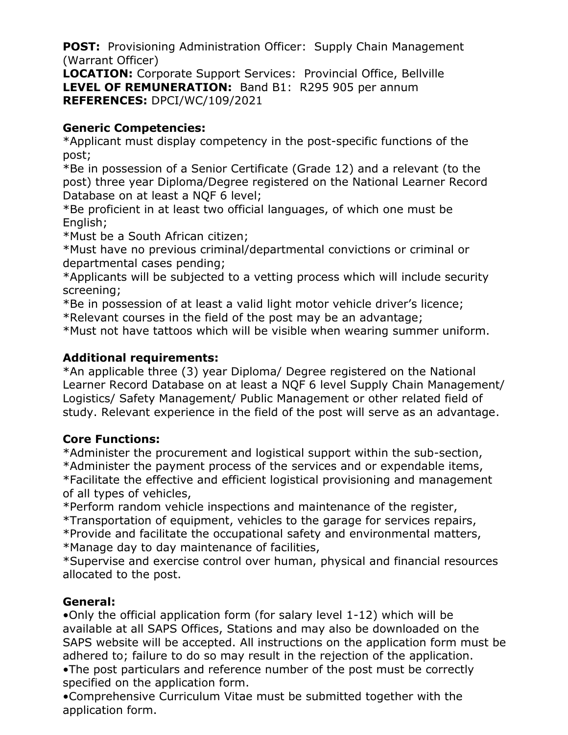**POST:** Provisioning Administration Officer: Supply Chain Management (Warrant Officer)
**LOCATION:** Corporate Support Services: Provincial Office, Bellville
**LEVEL OF REMUNERATION:** Band B1: R295 905 per annum
**REFERENCES:** DPCI/WC/109/2021

**Generic Competencies:**

*Applicant must display competency in the post-specific functions of the post;
*Be in possession of a Senior Certificate (Grade 12) and a relevant (to the post) three year Diploma/Degree registered on the National Learner Record Database on at least a NQF 6 level;
*Be proficient in at least two official languages, of which one must be English;
*Must be a South African citizen;
*Must have no previous criminal/departmental convictions or criminal or departmental cases pending;
*Applicants will be subjected to a vetting process which will include security screening;
*Be in possession of at least a valid light motor vehicle driver's licence;
*Relevant courses in the field of the post may be an advantage;
*Must not have tattoos which will be visible when wearing summer uniform.

**Additional requirements:**

*An applicable three (3) year Diploma/ Degree registered on the National Learner Record Database on at least a NQF 6 level Supply Chain Management/ Logistics/ Safety Management/ Public Management or other related field of study. Relevant experience in the field of the post will serve as an advantage.

**Core Functions:**

*Administer the procurement and logistical support within the sub-section,
*Administer the payment process of the services and or expendable items,
*Facilitate the effective and efficient logistical provisioning and management of all types of vehicles,
*Perform random vehicle inspections and maintenance of the register,
*Transportation of equipment, vehicles to the garage for services repairs,
*Provide and facilitate the occupational safety and environmental matters,
*Manage day to day maintenance of facilities,
*Supervise and exercise control over human, physical and financial resources allocated to the post.

**General:**

- Only the official application form (for salary level 1-12) which will be available at all SAPS Offices, Stations and may also be downloaded on the SAPS website will be accepted. All instructions on the application form must be adhered to; failure to do so may result in the rejection of the application.
- The post particulars and reference number of the post must be correctly specified on the application form.
- Comprehensive Curriculum Vitae must be submitted together with the application form.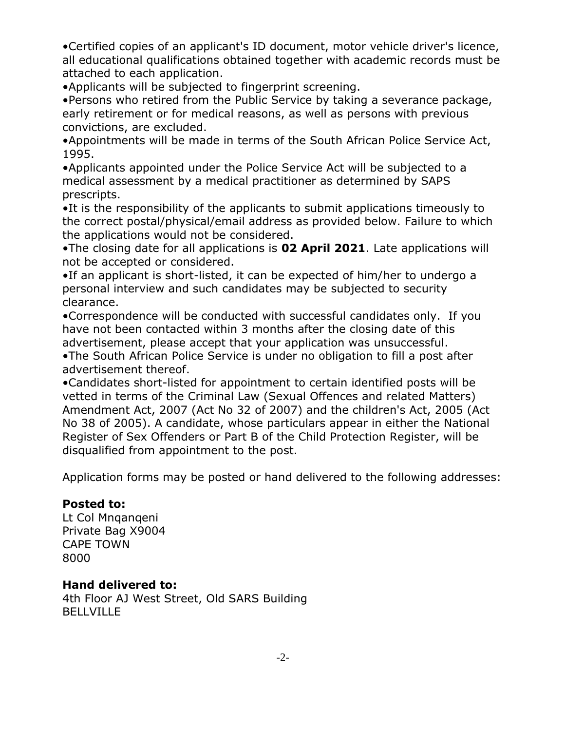- Certified copies of an applicant's ID document, motor vehicle driver's licence, all educational qualifications obtained together with academic records must be attached to each application.
- Applicants will be subjected to fingerprint screening.
- Persons who retired from the Public Service by taking a severance package, early retirement or for medical reasons, as well as persons with previous convictions, are excluded.
- Appointments will be made in terms of the South African Police Service Act, 1995.
- Applicants appointed under the Police Service Act will be subjected to a medical assessment by a medical practitioner as determined by SAPS prescripts.
- It is the responsibility of the applicants to submit applications timeously to the correct postal/physical/email address as provided below. Failure to which the applications would not be considered.
- The closing date for all applications is **02 April 2021**. Late applications will not be accepted or considered.
- If an applicant is short-listed, it can be expected of him/her to undergo a personal interview and such candidates may be subjected to security clearance.
- Correspondence will be conducted with successful candidates only. If you have not been contacted within 3 months after the closing date of this advertisement, please accept that your application was unsuccessful.
- The South African Police Service is under no obligation to fill a post after advertisement thereof.
- Candidates short-listed for appointment to certain identified posts will be vetted in terms of the Criminal Law (Sexual Offences and related Matters) Amendment Act, 2007 (Act No 32 of 2007) and the children's Act, 2005 (Act No 38 of 2005). A candidate, whose particulars appear in either the National Register of Sex Offenders or Part B of the Child Protection Register, will be disqualified from appointment to the post.

Application forms may be posted or hand delivered to the following addresses:

**Posted to:**
Lt Col Mnqanqeni
Private Bag X9004
CAPE TOWN
8000

**Hand delivered to:**
4th Floor AJ West Street, Old SARS Building
BELLVILLE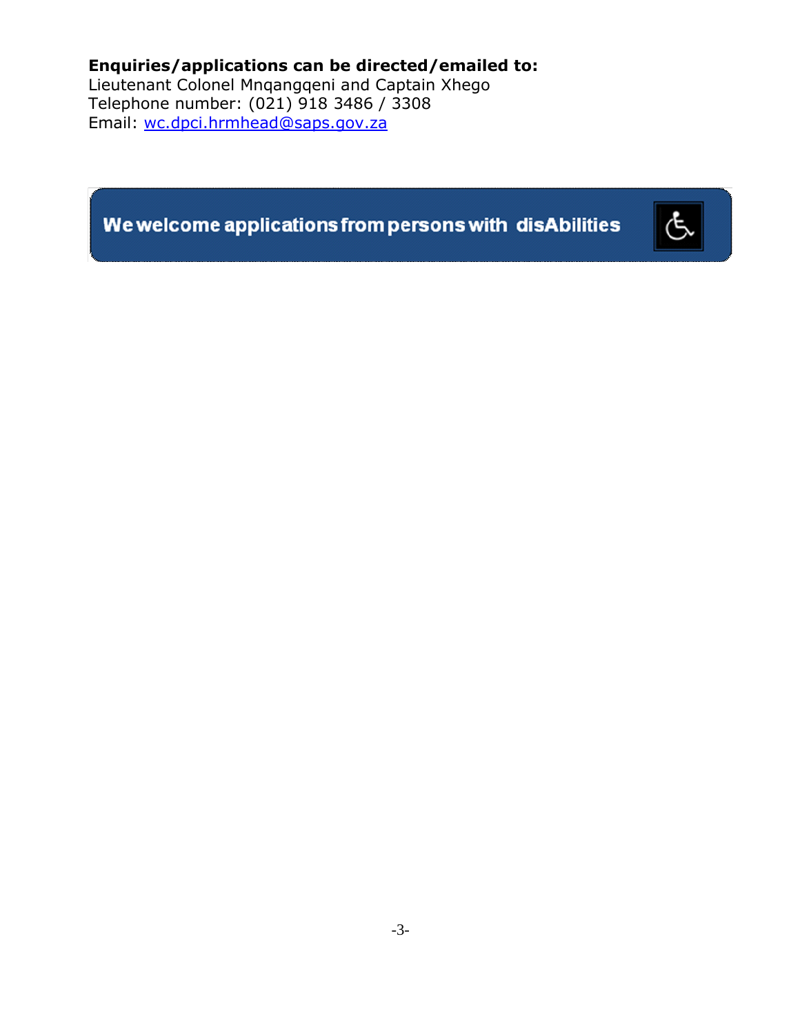**Enquiries/applications can be directed/emailed to:**
Lieutenant Colonel Mnqangqeni and Captain Xhego
Telephone number: (021) 918 3486 / 3308
Email: wc.dpci.hrmhead@saps.gov.za

**We welcome applications from persons with disAbilities**